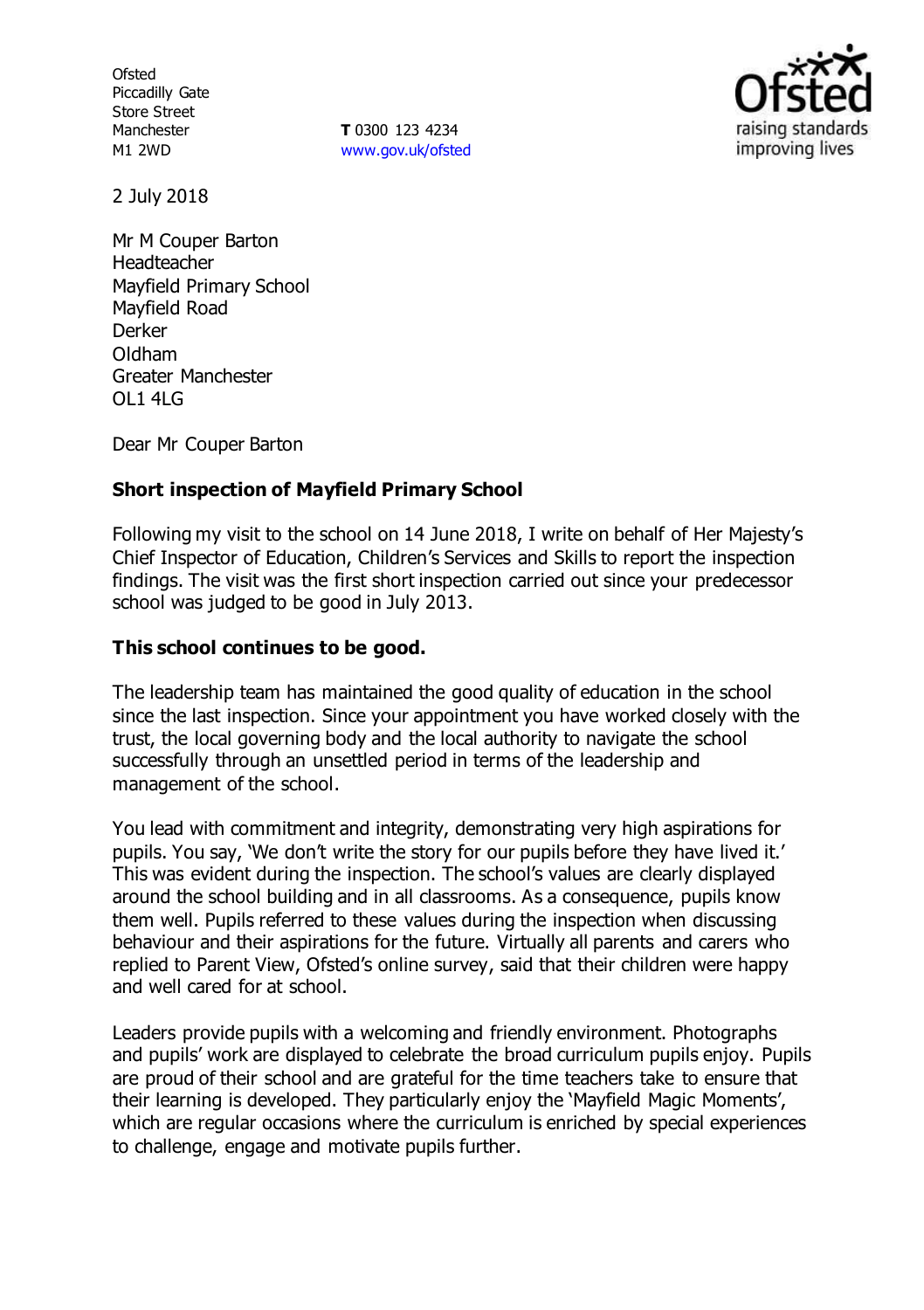Ofsted
Piccadilly Gate
Store Street
Manchester
M1 2WD

**T** 0300 123 4234
www.gov.uk/ofsted

2 July 2018

Mr M Couper Barton
Headteacher
Mayfield Primary School
Mayfield Road
Derker
Oldham
Greater Manchester
OL1 4LG

Dear Mr Couper Barton

**Short inspection of Mayfield Primary School**

Following my visit to the school on 14 June 2018, I write on behalf of Her Majesty's Chief Inspector of Education, Children's Services and Skills to report the inspection findings. The visit was the first short inspection carried out since your predecessor school was judged to be good in July 2013.

**This school continues to be good.**

The leadership team has maintained the good quality of education in the school since the last inspection. Since your appointment you have worked closely with the trust, the local governing body and the local authority to navigate the school successfully through an unsettled period in terms of the leadership and management of the school.

You lead with commitment and integrity, demonstrating very high aspirations for pupils. You say, 'We don't write the story for our pupils before they have lived it.' This was evident during the inspection. The school's values are clearly displayed around the school building and in all classrooms. As a consequence, pupils know them well. Pupils referred to these values during the inspection when discussing behaviour and their aspirations for the future. Virtually all parents and carers who replied to Parent View, Ofsted's online survey, said that their children were happy and well cared for at school.

Leaders provide pupils with a welcoming and friendly environment. Photographs and pupils' work are displayed to celebrate the broad curriculum pupils enjoy. Pupils are proud of their school and are grateful for the time teachers take to ensure that their learning is developed. They particularly enjoy the 'Mayfield Magic Moments', which are regular occasions where the curriculum is enriched by special experiences to challenge, engage and motivate pupils further.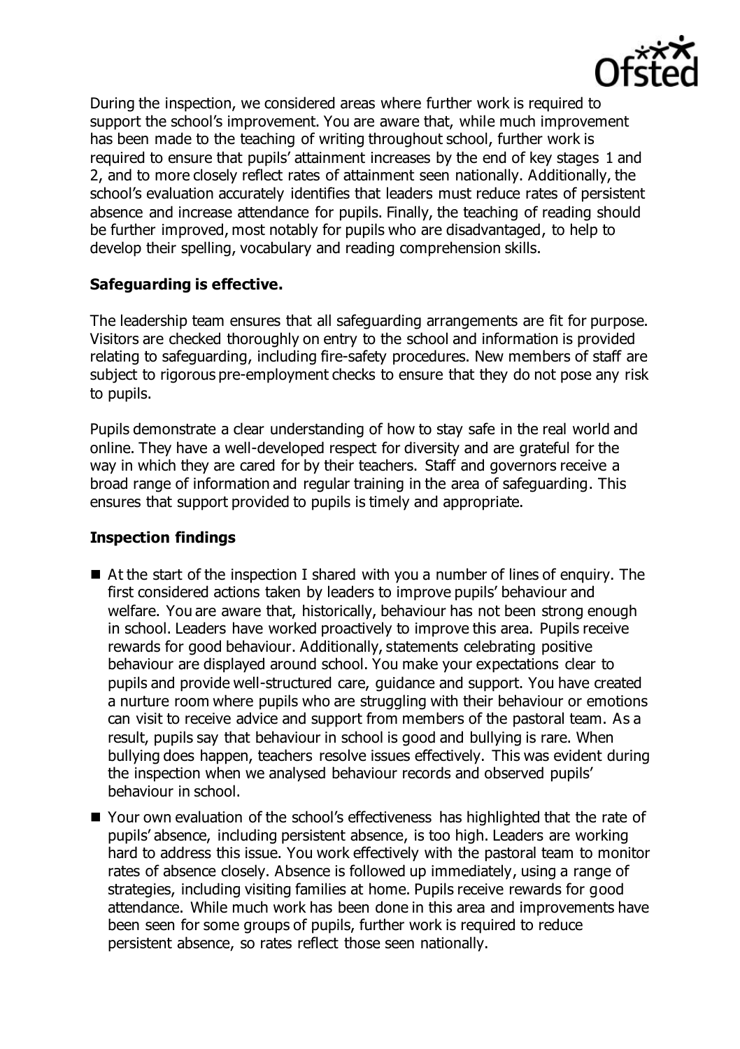During the inspection, we considered areas where further work is required to support the school's improvement. You are aware that, while much improvement has been made to the teaching of writing throughout school, further work is required to ensure that pupils' attainment increases by the end of key stages 1 and 2, and to more closely reflect rates of attainment seen nationally. Additionally, the school's evaluation accurately identifies that leaders must reduce rates of persistent absence and increase attendance for pupils. Finally, the teaching of reading should be further improved, most notably for pupils who are disadvantaged, to help to develop their spelling, vocabulary and reading comprehension skills.

## Safeguarding is effective.

The leadership team ensures that all safeguarding arrangements are fit for purpose. Visitors are checked thoroughly on entry to the school and information is provided relating to safeguarding, including fire-safety procedures. New members of staff are subject to rigorous pre-employment checks to ensure that they do not pose any risk to pupils.

Pupils demonstrate a clear understanding of how to stay safe in the real world and online. They have a well-developed respect for diversity and are grateful for the way in which they are cared for by their teachers. Staff and governors receive a broad range of information and regular training in the area of safeguarding. This ensures that support provided to pupils is timely and appropriate.

## Inspection findings

- At the start of the inspection I shared with you a number of lines of enquiry. The first considered actions taken by leaders to improve pupils' behaviour and welfare. You are aware that, historically, behaviour has not been strong enough in school. Leaders have worked proactively to improve this area. Pupils receive rewards for good behaviour. Additionally, statements celebrating positive behaviour are displayed around school. You make your expectations clear to pupils and provide well-structured care, guidance and support. You have created a nurture room where pupils who are struggling with their behaviour or emotions can visit to receive advice and support from members of the pastoral team. As a result, pupils say that behaviour in school is good and bullying is rare. When bullying does happen, teachers resolve issues effectively. This was evident during the inspection when we analysed behaviour records and observed pupils' behaviour in school.
- Your own evaluation of the school's effectiveness has highlighted that the rate of pupils' absence, including persistent absence, is too high. Leaders are working hard to address this issue. You work effectively with the pastoral team to monitor rates of absence closely. Absence is followed up immediately, using a range of strategies, including visiting families at home. Pupils receive rewards for good attendance. While much work has been done in this area and improvements have been seen for some groups of pupils, further work is required to reduce persistent absence, so rates reflect those seen nationally.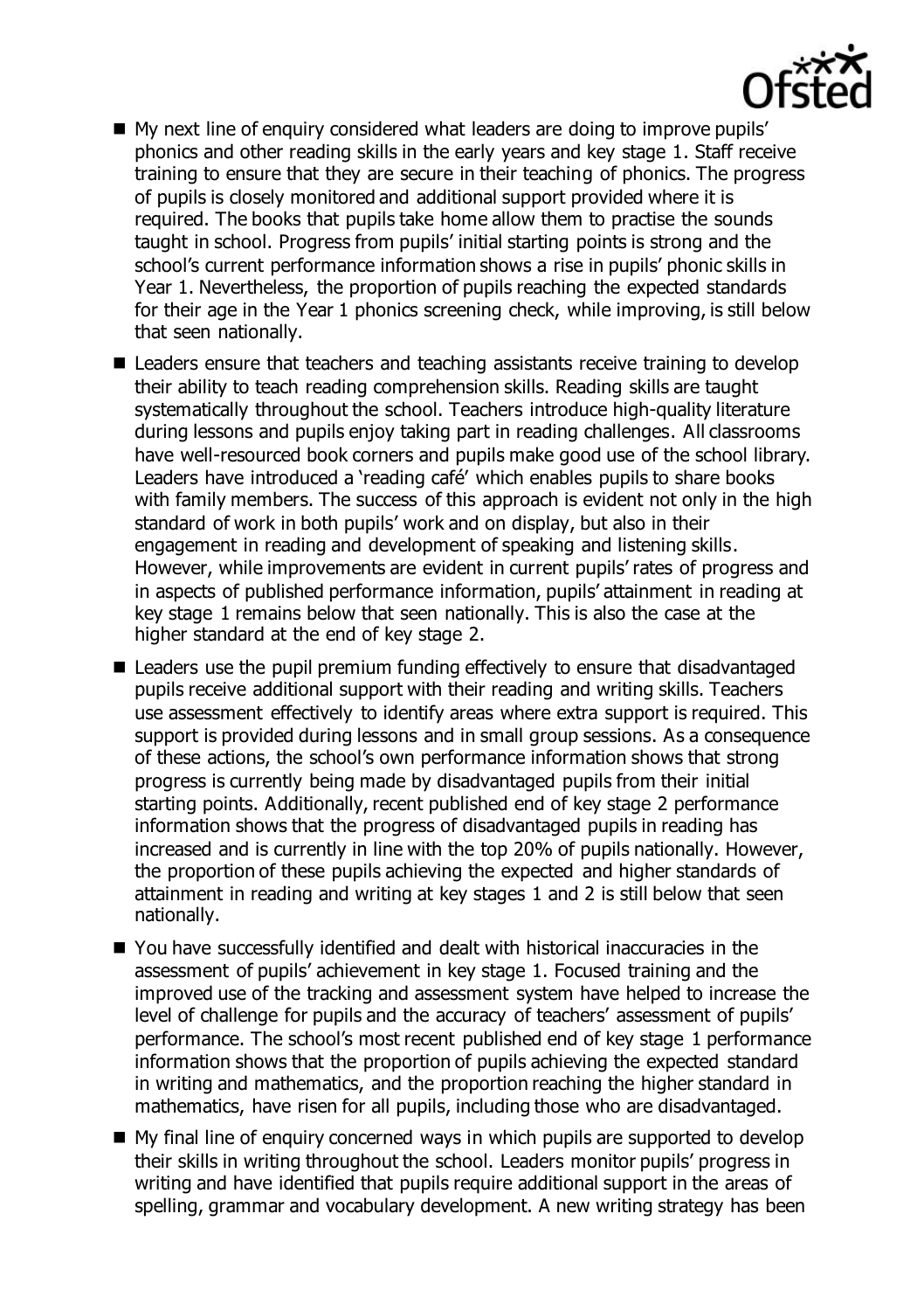- My next line of enquiry considered what leaders are doing to improve pupils' phonics and other reading skills in the early years and key stage 1. Staff receive training to ensure that they are secure in their teaching of phonics. The progress of pupils is closely monitored and additional support provided where it is required. The books that pupils take home allow them to practise the sounds taught in school. Progress from pupils' initial starting points is strong and the school's current performance information shows a rise in pupils' phonic skills in Year 1. Nevertheless, the proportion of pupils reaching the expected standards for their age in the Year 1 phonics screening check, while improving, is still below that seen nationally.
- Leaders ensure that teachers and teaching assistants receive training to develop their ability to teach reading comprehension skills. Reading skills are taught systematically throughout the school. Teachers introduce high-quality literature during lessons and pupils enjoy taking part in reading challenges. All classrooms have well-resourced book corners and pupils make good use of the school library. Leaders have introduced a 'reading café' which enables pupils to share books with family members. The success of this approach is evident not only in the high standard of work in both pupils' work and on display, but also in their engagement in reading and development of speaking and listening skills. However, while improvements are evident in current pupils' rates of progress and in aspects of published performance information, pupils' attainment in reading at key stage 1 remains below that seen nationally. This is also the case at the higher standard at the end of key stage 2.
- Leaders use the pupil premium funding effectively to ensure that disadvantaged pupils receive additional support with their reading and writing skills. Teachers use assessment effectively to identify areas where extra support is required. This support is provided during lessons and in small group sessions. As a consequence of these actions, the school's own performance information shows that strong progress is currently being made by disadvantaged pupils from their initial starting points. Additionally, recent published end of key stage 2 performance information shows that the progress of disadvantaged pupils in reading has increased and is currently in line with the top 20% of pupils nationally. However, the proportion of these pupils achieving the expected and higher standards of attainment in reading and writing at key stages 1 and 2 is still below that seen nationally.
- You have successfully identified and dealt with historical inaccuracies in the assessment of pupils' achievement in key stage 1. Focused training and the improved use of the tracking and assessment system have helped to increase the level of challenge for pupils and the accuracy of teachers' assessment of pupils' performance. The school's most recent published end of key stage 1 performance information shows that the proportion of pupils achieving the expected standard in writing and mathematics, and the proportion reaching the higher standard in mathematics, have risen for all pupils, including those who are disadvantaged.
- My final line of enquiry concerned ways in which pupils are supported to develop their skills in writing throughout the school. Leaders monitor pupils' progress in writing and have identified that pupils require additional support in the areas of spelling, grammar and vocabulary development. A new writing strategy has been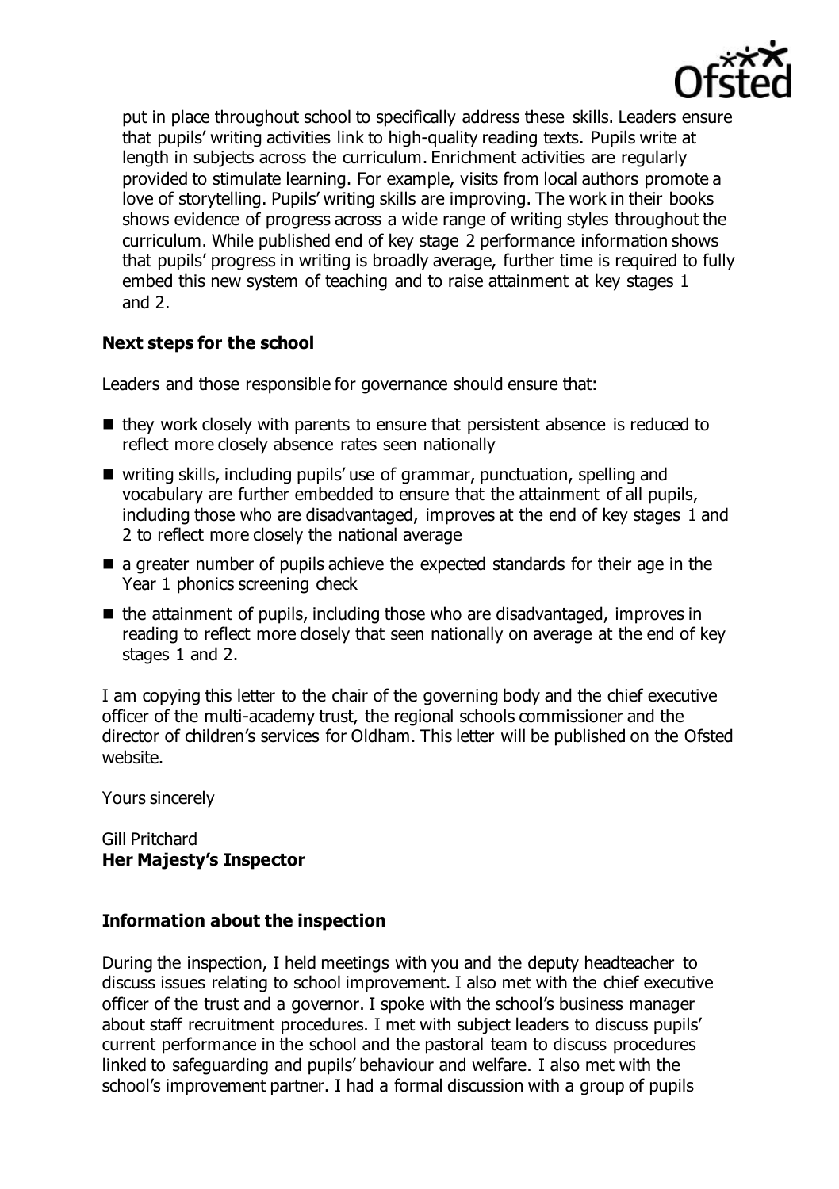put in place throughout school to specifically address these skills. Leaders ensure that pupils' writing activities link to high-quality reading texts. Pupils write at length in subjects across the curriculum. Enrichment activities are regularly provided to stimulate learning. For example, visits from local authors promote a love of storytelling. Pupils' writing skills are improving. The work in their books shows evidence of progress across a wide range of writing styles throughout the curriculum. While published end of key stage 2 performance information shows that pupils' progress in writing is broadly average, further time is required to fully embed this new system of teaching and to raise attainment at key stages 1 and 2.

### Next steps for the school

Leaders and those responsible for governance should ensure that:

- they work closely with parents to ensure that persistent absence is reduced to reflect more closely absence rates seen nationally
- writing skills, including pupils' use of grammar, punctuation, spelling and vocabulary are further embedded to ensure that the attainment of all pupils, including those who are disadvantaged, improves at the end of key stages 1 and 2 to reflect more closely the national average
- a greater number of pupils achieve the expected standards for their age in the Year 1 phonics screening check
- the attainment of pupils, including those who are disadvantaged, improves in reading to reflect more closely that seen nationally on average at the end of key stages 1 and 2.

I am copying this letter to the chair of the governing body and the chief executive officer of the multi-academy trust, the regional schools commissioner and the director of children's services for Oldham. This letter will be published on the Ofsted website.

Yours sincerely

Gill Pritchard
**Her Majesty's Inspector**

### Information about the inspection

During the inspection, I held meetings with you and the deputy headteacher to discuss issues relating to school improvement. I also met with the chief executive officer of the trust and a governor. I spoke with the school's business manager about staff recruitment procedures. I met with subject leaders to discuss pupils' current performance in the school and the pastoral team to discuss procedures linked to safeguarding and pupils' behaviour and welfare. I also met with the school's improvement partner. I had a formal discussion with a group of pupils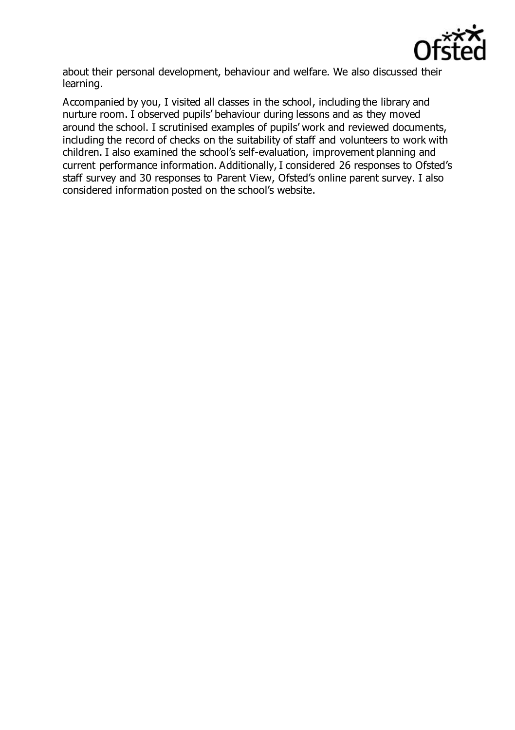about their personal development, behaviour and welfare. We also discussed their learning.

Accompanied by you, I visited all classes in the school, including the library and nurture room. I observed pupils' behaviour during lessons and as they moved around the school. I scrutinised examples of pupils' work and reviewed documents, including the record of checks on the suitability of staff and volunteers to work with children. I also examined the school's self-evaluation, improvement planning and current performance information. Additionally, I considered 26 responses to Ofsted's staff survey and 30 responses to Parent View, Ofsted's online parent survey. I also considered information posted on the school's website.